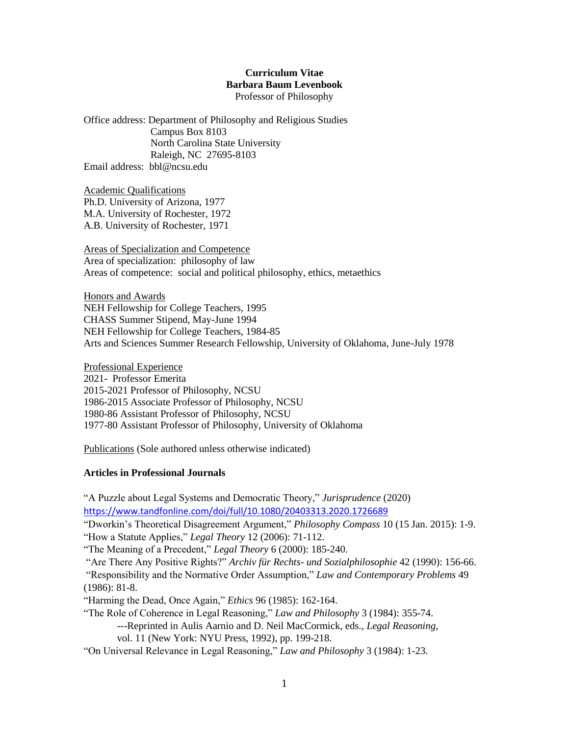# Curriculum Vitae
# Barbara Baum Levenbook

Professor of Philosophy

Office address: Department of Philosophy and Religious Studies
Campus Box 8103
North Carolina State University
Raleigh, NC 27695-8103
Email address: bbl@ncsu.edu

## Academic Qualifications

Ph.D. University of Arizona, 1977
M.A. University of Rochester, 1972
A.B. University of Rochester, 1971

## Areas of Specialization and Competence

Area of specialization: philosophy of law
Areas of competence: social and political philosophy, ethics, metaethics

## Honors and Awards

NEH Fellowship for College Teachers, 1995
CHASS Summer Stipend, May-June 1994
NEH Fellowship for College Teachers, 1984-85
Arts and Sciences Summer Research Fellowship, University of Oklahoma, June-July 1978

## Professional Experience

2021- Professor Emerita
2015-2021 Professor of Philosophy, NCSU
1986-2015 Associate Professor of Philosophy, NCSU
1980-86 Assistant Professor of Philosophy, NCSU
1977-80 Assistant Professor of Philosophy, University of Oklahoma

## Publications (Sole authored unless otherwise indicated)

### Articles in Professional Journals

"A Puzzle about Legal Systems and Democratic Theory," *Jurisprudence* (2020) https://www.tandfonline.com/doi/full/10.1080/20403313.2020.1726689

"Dworkin's Theoretical Disagreement Argument," *Philosophy Compass* 10 (15 Jan. 2015): 1-9.

"How a Statute Applies," *Legal Theory* 12 (2006): 71-112.

"The Meaning of a Precedent," *Legal Theory* 6 (2000): 185-240.

"Are There Any Positive Rights?" *Archiv für Rechts- und Sozialphilosophie* 42 (1990): 156-66.

"Responsibility and the Normative Order Assumption," *Law and Contemporary Problems* 49 (1986): 81-8.

"Harming the Dead, Once Again," *Ethics* 96 (1985): 162-164.

"The Role of Coherence in Legal Reasoning," *Law and Philosophy* 3 (1984): 355-74.
---Reprinted in Aulis Aarnio and D. Neil MacCormick, eds., *Legal Reasoning*, vol. 11 (New York: NYU Press, 1992), pp. 199-218.

"On Universal Relevance in Legal Reasoning," *Law and Philosophy* 3 (1984): 1-23.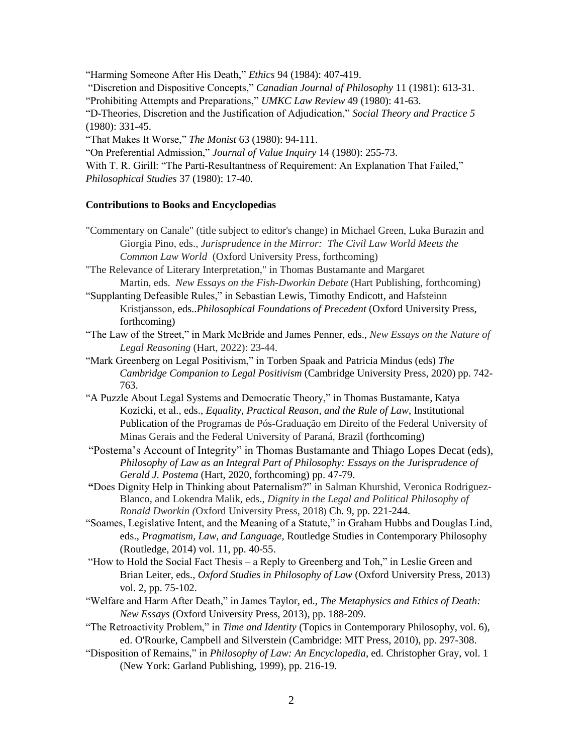"Harming Someone After His Death," *Ethics* 94 (1984): 407-419.

"Discretion and Dispositive Concepts," *Canadian Journal of Philosophy* 11 (1981): 613-31.

"Prohibiting Attempts and Preparations," *UMKC Law Review* 49 (1980): 41-63.

"D-Theories, Discretion and the Justification of Adjudication," *Social Theory and Practice 5* (1980): 331-45.

"That Makes It Worse," *The Monist* 63 (1980): 94-111.

"On Preferential Admission," *Journal of Value Inquiry* 14 (1980): 255-73.

With T. R. Girill: "The Parti-Resultantness of Requirement: An Explanation That Failed," *Philosophical Studies* 37 (1980): 17-40.

### Contributions to Books and Encyclopedias

"Commentary on Canale" (title subject to editor's change) in Michael Green, Luka Burazin and Giorgia Pino, eds., *Jurisprudence in the Mirror: The Civil Law World Meets the Common Law World* (Oxford University Press, forthcoming)

"The Relevance of Literary Interpretation," in Thomas Bustamante and Margaret Martin, eds. *New Essays on the Fish-Dworkin Debate* (Hart Publishing, forthcoming)

"Supplanting Defeasible Rules," in Sebastian Lewis, Timothy Endicott, and Hafsteinn Kristjansson, eds..*Philosophical Foundations of Precedent* (Oxford University Press, forthcoming)

"The Law of the Street," in Mark McBride and James Penner, eds., *New Essays on the Nature of Legal Reasoning* (Hart, 2022): 23-44.

"Mark Greenberg on Legal Positivism," in Torben Spaak and Patricia Mindus (eds) *The Cambridge Companion to Legal Positivism* (Cambridge University Press, 2020) pp. 742-763.

"A Puzzle About Legal Systems and Democratic Theory," in Thomas Bustamante, Katya Kozicki, et al., eds., *Equality, Practical Reason, and the Rule of Law*, Institutional Publication of the Programas de Pós-Graduação em Direito of the Federal University of Minas Gerais and the Federal University of Paraná, Brazil (forthcoming)

"Postema's Account of Integrity" in Thomas Bustamante and Thiago Lopes Decat (eds), *Philosophy of Law as an Integral Part of Philosophy: Essays on the Jurisprudence of Gerald J. Postema* (Hart, 2020, forthcoming) pp. 47-79.

"Does Dignity Help in Thinking about Paternalism?" in Salman Khurshid, Veronica Rodriguez-Blanco, and Lokendra Malik, eds., *Dignity in the Legal and Political Philosophy of Ronald Dworkin (*Oxford University Press, 2018) Ch. 9, pp. 221-244.

"Soames, Legislative Intent, and the Meaning of a Statute," in Graham Hubbs and Douglas Lind, eds., *Pragmatism, Law, and Language*, Routledge Studies in Contemporary Philosophy (Routledge, 2014) vol. 11, pp. 40-55.

"How to Hold the Social Fact Thesis – a Reply to Greenberg and Toh," in Leslie Green and Brian Leiter, eds., *Oxford Studies in Philosophy of Law* (Oxford University Press, 2013) vol. 2, pp. 75-102.

"Welfare and Harm After Death," in James Taylor, ed., *The Metaphysics and Ethics of Death: New Essays* (Oxford University Press, 2013), pp. 188-209.

"The Retroactivity Problem," in *Time and Identity* (Topics in Contemporary Philosophy, vol. 6), ed. O'Rourke, Campbell and Silverstein (Cambridge: MIT Press, 2010), pp. 297-308.

"Disposition of Remains," in *Philosophy of Law: An Encyclopedia*, ed. Christopher Gray, vol. 1 (New York: Garland Publishing, 1999), pp. 216-19.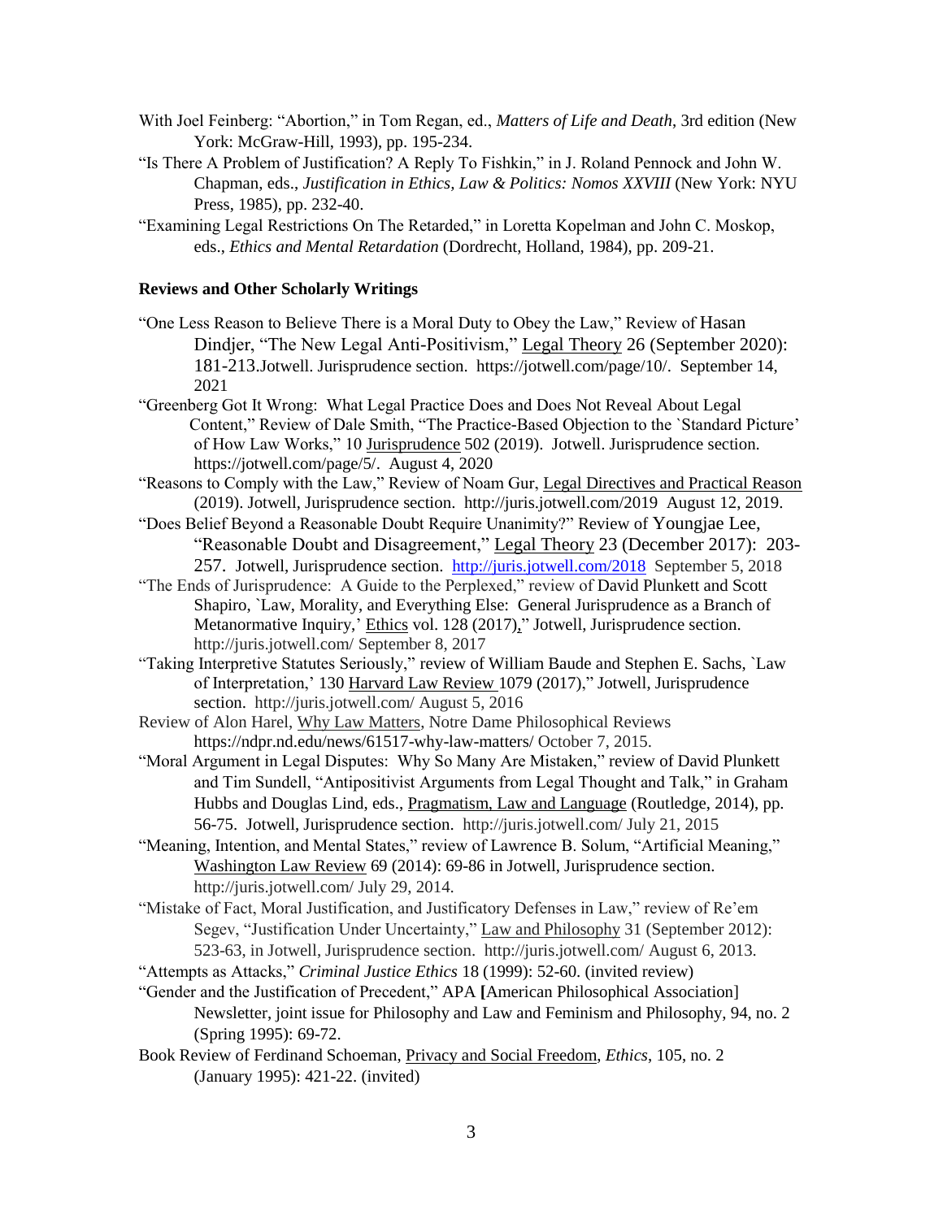With Joel Feinberg: "Abortion," in Tom Regan, ed., *Matters of Life and Death*, 3rd edition (New York: McGraw-Hill, 1993), pp. 195-234.

"Is There A Problem of Justification? A Reply To Fishkin," in J. Roland Pennock and John W. Chapman, eds., *Justification in Ethics, Law & Politics: Nomos XXVIII* (New York: NYU Press, 1985), pp. 232-40.

"Examining Legal Restrictions On The Retarded," in Loretta Kopelman and John C. Moskop, eds., *Ethics and Mental Retardation* (Dordrecht, Holland, 1984), pp. 209-21.

**Reviews and Other Scholarly Writings**

"One Less Reason to Believe There is a Moral Duty to Obey the Law," Review of Hasan Dindjer, "The New Legal Anti-Positivism," Legal Theory 26 (September 2020): 181-213.Jotwell. Jurisprudence section. https://jotwell.com/page/10/. September 14, 2021

"Greenberg Got It Wrong: What Legal Practice Does and Does Not Reveal About Legal Content," Review of Dale Smith, "The Practice-Based Objection to the `Standard Picture' of How Law Works," 10 Jurisprudence 502 (2019). Jotwell. Jurisprudence section. https://jotwell.com/page/5/. August 4, 2020

"Reasons to Comply with the Law," Review of Noam Gur, Legal Directives and Practical Reason (2019). Jotwell, Jurisprudence section. http://juris.jotwell.com/2019 August 12, 2019.

"Does Belief Beyond a Reasonable Doubt Require Unanimity?" Review of Youngjae Lee, "Reasonable Doubt and Disagreement," Legal Theory 23 (December 2017): 203-257. Jotwell, Jurisprudence section. http://juris.jotwell.com/2018 September 5, 2018

"The Ends of Jurisprudence: A Guide to the Perplexed," review of David Plunkett and Scott Shapiro, `Law, Morality, and Everything Else: General Jurisprudence as a Branch of Metanormative Inquiry,' Ethics vol. 128 (2017)," Jotwell, Jurisprudence section. http://juris.jotwell.com/ September 8, 2017

"Taking Interpretive Statutes Seriously," review of William Baude and Stephen E. Sachs, `Law of Interpretation,' 130 Harvard Law Review 1079 (2017)," Jotwell, Jurisprudence section. http://juris.jotwell.com/ August 5, 2016

Review of Alon Harel, Why Law Matters, Notre Dame Philosophical Reviews https://ndpr.nd.edu/news/61517-why-law-matters/ October 7, 2015.

"Moral Argument in Legal Disputes: Why So Many Are Mistaken," review of David Plunkett and Tim Sundell, "Antipositivist Arguments from Legal Thought and Talk," in Graham Hubbs and Douglas Lind, eds., Pragmatism, Law and Language (Routledge, 2014), pp. 56-75. Jotwell, Jurisprudence section. http://juris.jotwell.com/ July 21, 2015

"Meaning, Intention, and Mental States," review of Lawrence B. Solum, "Artificial Meaning," Washington Law Review 69 (2014): 69-86 in Jotwell, Jurisprudence section. http://juris.jotwell.com/ July 29, 2014.

"Mistake of Fact, Moral Justification, and Justificatory Defenses in Law," review of Re'em Segev, "Justification Under Uncertainty," Law and Philosophy 31 (September 2012): 523-63, in Jotwell, Jurisprudence section. http://juris.jotwell.com/ August 6, 2013.

"Attempts as Attacks," *Criminal Justice Ethics* 18 (1999): 52-60. (invited review)

"Gender and the Justification of Precedent," APA [American Philosophical Association] Newsletter, joint issue for Philosophy and Law and Feminism and Philosophy, 94, no. 2 (Spring 1995): 69-72.

Book Review of Ferdinand Schoeman, Privacy and Social Freedom, *Ethics*, 105, no. 2 (January 1995): 421-22. (invited)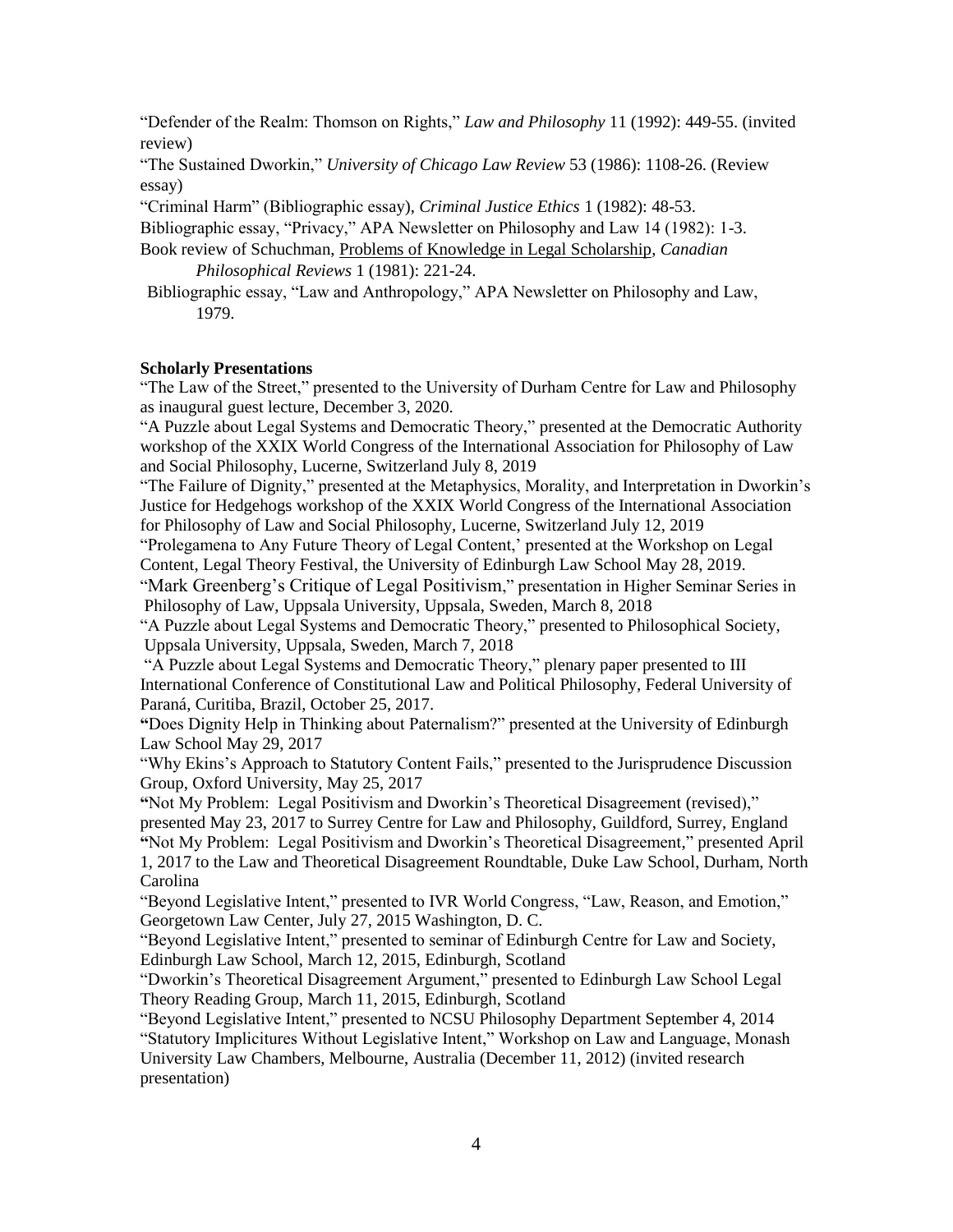"Defender of the Realm: Thomson on Rights," *Law and Philosophy* 11 (1992): 449-55. (invited review)

"The Sustained Dworkin," *University of Chicago Law Review* 53 (1986): 1108-26. (Review essay)

"Criminal Harm" (Bibliographic essay), *Criminal Justice Ethics* 1 (1982): 48-53.

Bibliographic essay, "Privacy," APA Newsletter on Philosophy and Law 14 (1982): 1-3.

Book review of Schuchman, Problems of Knowledge in Legal Scholarship, *Canadian Philosophical Reviews* 1 (1981): 221-24.

Bibliographic essay, "Law and Anthropology," APA Newsletter on Philosophy and Law, 1979.

**Scholarly Presentations**

"The Law of the Street," presented to the University of Durham Centre for Law and Philosophy as inaugural guest lecture, December 3, 2020.

"A Puzzle about Legal Systems and Democratic Theory," presented at the Democratic Authority workshop of the XXIX World Congress of the International Association for Philosophy of Law and Social Philosophy, Lucerne, Switzerland July 8, 2019

"The Failure of Dignity," presented at the Metaphysics, Morality, and Interpretation in Dworkin's Justice for Hedgehogs workshop of the XXIX World Congress of the International Association for Philosophy of Law and Social Philosophy, Lucerne, Switzerland July 12, 2019

"Prolegamena to Any Future Theory of Legal Content,' presented at the Workshop on Legal Content, Legal Theory Festival, the University of Edinburgh Law School May 28, 2019.

"Mark Greenberg's Critique of Legal Positivism," presentation in Higher Seminar Series in Philosophy of Law, Uppsala University, Uppsala, Sweden, March 8, 2018

"A Puzzle about Legal Systems and Democratic Theory," presented to Philosophical Society, Uppsala University, Uppsala, Sweden, March 7, 2018

"A Puzzle about Legal Systems and Democratic Theory," plenary paper presented to III International Conference of Constitutional Law and Political Philosophy, Federal University of Paraná, Curitiba, Brazil, October 25, 2017.

**"**Does Dignity Help in Thinking about Paternalism?" presented at the University of Edinburgh Law School May 29, 2017

"Why Ekins's Approach to Statutory Content Fails," presented to the Jurisprudence Discussion Group, Oxford University, May 25, 2017

**"**Not My Problem: Legal Positivism and Dworkin's Theoretical Disagreement (revised)," presented May 23, 2017 to Surrey Centre for Law and Philosophy, Guildford, Surrey, England

**"**Not My Problem: Legal Positivism and Dworkin's Theoretical Disagreement," presented April 1, 2017 to the Law and Theoretical Disagreement Roundtable, Duke Law School, Durham, North Carolina

"Beyond Legislative Intent," presented to IVR World Congress, "Law, Reason, and Emotion," Georgetown Law Center, July 27, 2015 Washington, D. C.

"Beyond Legislative Intent," presented to seminar of Edinburgh Centre for Law and Society, Edinburgh Law School, March 12, 2015, Edinburgh, Scotland

"Dworkin's Theoretical Disagreement Argument," presented to Edinburgh Law School Legal Theory Reading Group, March 11, 2015, Edinburgh, Scotland

"Beyond Legislative Intent," presented to NCSU Philosophy Department September 4, 2014

"Statutory Implicitures Without Legislative Intent," Workshop on Law and Language, Monash University Law Chambers, Melbourne, Australia (December 11, 2012) (invited research presentation)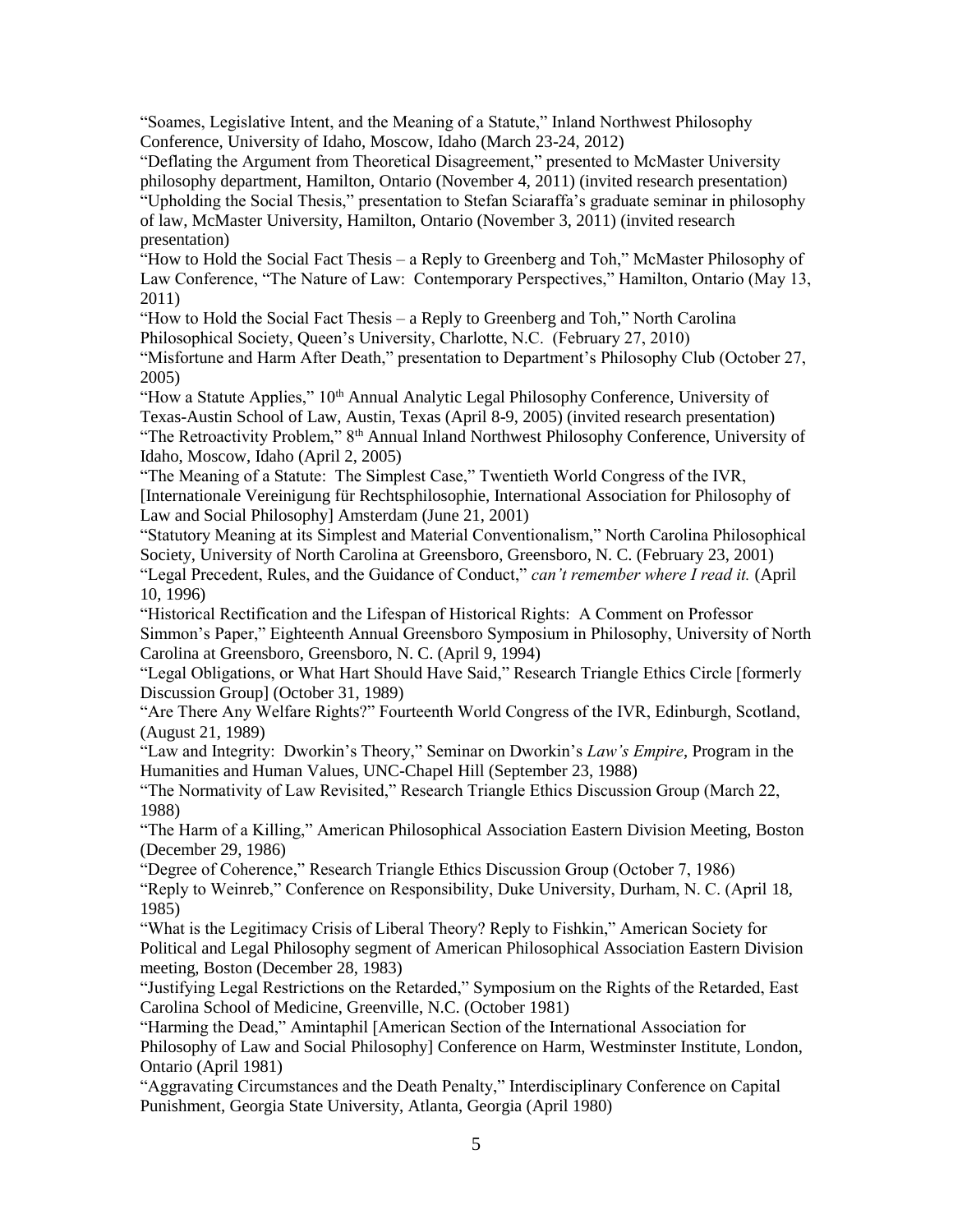"Soames, Legislative Intent, and the Meaning of a Statute," Inland Northwest Philosophy Conference, University of Idaho, Moscow, Idaho (March 23-24, 2012)

"Deflating the Argument from Theoretical Disagreement," presented to McMaster University philosophy department, Hamilton, Ontario (November 4, 2011) (invited research presentation)

"Upholding the Social Thesis," presentation to Stefan Sciaraffa's graduate seminar in philosophy of law, McMaster University, Hamilton, Ontario (November 3, 2011) (invited research presentation)

"How to Hold the Social Fact Thesis – a Reply to Greenberg and Toh," McMaster Philosophy of Law Conference, "The Nature of Law: Contemporary Perspectives," Hamilton, Ontario (May 13, 2011)

"How to Hold the Social Fact Thesis – a Reply to Greenberg and Toh," North Carolina Philosophical Society, Queen's University, Charlotte, N.C. (February 27, 2010)

"Misfortune and Harm After Death," presentation to Department's Philosophy Club (October 27, 2005)

"How a Statute Applies," 10th Annual Analytic Legal Philosophy Conference, University of Texas-Austin School of Law, Austin, Texas (April 8-9, 2005) (invited research presentation)

"The Retroactivity Problem," 8th Annual Inland Northwest Philosophy Conference, University of Idaho, Moscow, Idaho (April 2, 2005)

"The Meaning of a Statute: The Simplest Case," Twentieth World Congress of the IVR, [Internationale Vereinigung für Rechtsphilosophie, International Association for Philosophy of Law and Social Philosophy] Amsterdam (June 21, 2001)

"Statutory Meaning at its Simplest and Material Conventionalism," North Carolina Philosophical Society, University of North Carolina at Greensboro, Greensboro, N. C. (February 23, 2001)

"Legal Precedent, Rules, and the Guidance of Conduct," *can't remember where I read it.* (April 10, 1996)

"Historical Rectification and the Lifespan of Historical Rights: A Comment on Professor Simmon's Paper," Eighteenth Annual Greensboro Symposium in Philosophy, University of North Carolina at Greensboro, Greensboro, N. C. (April 9, 1994)

"Legal Obligations, or What Hart Should Have Said," Research Triangle Ethics Circle [formerly Discussion Group] (October 31, 1989)

"Are There Any Welfare Rights?" Fourteenth World Congress of the IVR, Edinburgh, Scotland, (August 21, 1989)

"Law and Integrity: Dworkin's Theory," Seminar on Dworkin's *Law's Empire*, Program in the Humanities and Human Values, UNC-Chapel Hill (September 23, 1988)

"The Normativity of Law Revisited," Research Triangle Ethics Discussion Group (March 22, 1988)

"The Harm of a Killing," American Philosophical Association Eastern Division Meeting, Boston (December 29, 1986)

"Degree of Coherence," Research Triangle Ethics Discussion Group (October 7, 1986)

"Reply to Weinreb," Conference on Responsibility, Duke University, Durham, N. C. (April 18, 1985)

"What is the Legitimacy Crisis of Liberal Theory? Reply to Fishkin," American Society for Political and Legal Philosophy segment of American Philosophical Association Eastern Division meeting, Boston (December 28, 1983)

"Justifying Legal Restrictions on the Retarded," Symposium on the Rights of the Retarded, East Carolina School of Medicine, Greenville, N.C. (October 1981)

"Harming the Dead," Amintaphil [American Section of the International Association for Philosophy of Law and Social Philosophy] Conference on Harm, Westminster Institute, London, Ontario (April 1981)

"Aggravating Circumstances and the Death Penalty," Interdisciplinary Conference on Capital Punishment, Georgia State University, Atlanta, Georgia (April 1980)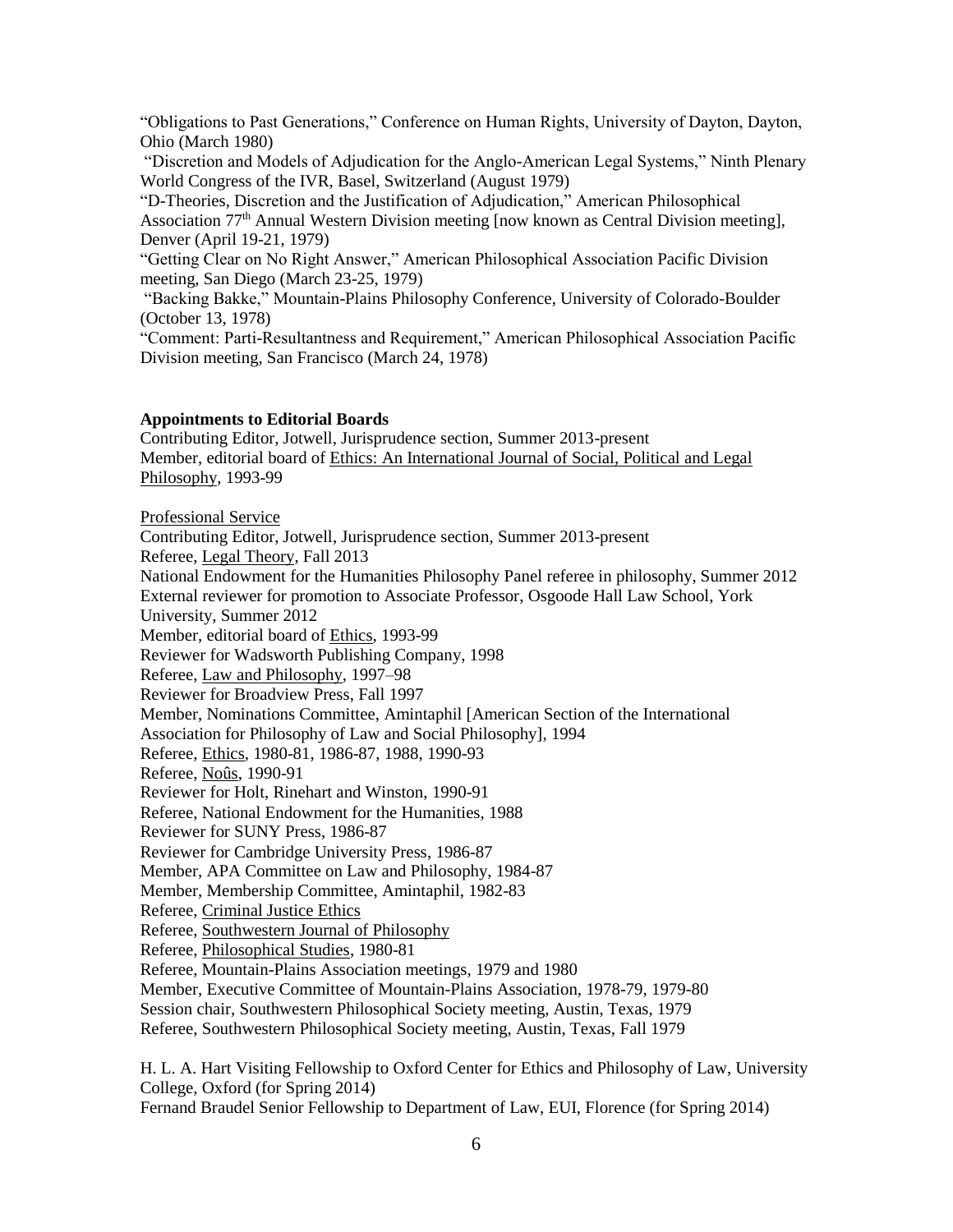"Obligations to Past Generations," Conference on Human Rights, University of Dayton, Dayton, Ohio (March 1980)

"Discretion and Models of Adjudication for the Anglo-American Legal Systems," Ninth Plenary World Congress of the IVR, Basel, Switzerland (August 1979)

"D-Theories, Discretion and the Justification of Adjudication," American Philosophical Association 77th Annual Western Division meeting [now known as Central Division meeting], Denver (April 19-21, 1979)

"Getting Clear on No Right Answer," American Philosophical Association Pacific Division meeting, San Diego (March 23-25, 1979)

"Backing Bakke," Mountain-Plains Philosophy Conference, University of Colorado-Boulder (October 13, 1978)

"Comment: Parti-Resultantness and Requirement," American Philosophical Association Pacific Division meeting, San Francisco (March 24, 1978)

**Appointments to Editorial Boards**

Contributing Editor, Jotwell, Jurisprudence section, Summer 2013-present

Member, editorial board of Ethics: An International Journal of Social, Political and Legal Philosophy, 1993-99

Professional Service

Contributing Editor, Jotwell, Jurisprudence section, Summer 2013-present

Referee, Legal Theory, Fall 2013

National Endowment for the Humanities Philosophy Panel referee in philosophy, Summer 2012

External reviewer for promotion to Associate Professor, Osgoode Hall Law School, York University, Summer 2012

Member, editorial board of Ethics, 1993-99

Reviewer for Wadsworth Publishing Company, 1998

Referee, Law and Philosophy, 1997–98

Reviewer for Broadview Press, Fall 1997

Member, Nominations Committee, Amintaphil [American Section of the International Association for Philosophy of Law and Social Philosophy], 1994

Referee, Ethics, 1980-81, 1986-87, 1988, 1990-93

Referee, Noûs, 1990-91

Reviewer for Holt, Rinehart and Winston, 1990-91

Referee, National Endowment for the Humanities, 1988

Reviewer for SUNY Press, 1986-87

Reviewer for Cambridge University Press, 1986-87

Member, APA Committee on Law and Philosophy, 1984-87

Member, Membership Committee, Amintaphil, 1982-83

Referee, Criminal Justice Ethics

Referee, Southwestern Journal of Philosophy

Referee, Philosophical Studies, 1980-81

Referee, Mountain-Plains Association meetings, 1979 and 1980

Member, Executive Committee of Mountain-Plains Association, 1978-79, 1979-80

Session chair, Southwestern Philosophical Society meeting, Austin, Texas, 1979

Referee, Southwestern Philosophical Society meeting, Austin, Texas, Fall 1979

H. L. A. Hart Visiting Fellowship to Oxford Center for Ethics and Philosophy of Law, University College, Oxford (for Spring 2014)

Fernand Braudel Senior Fellowship to Department of Law, EUI, Florence (for Spring 2014)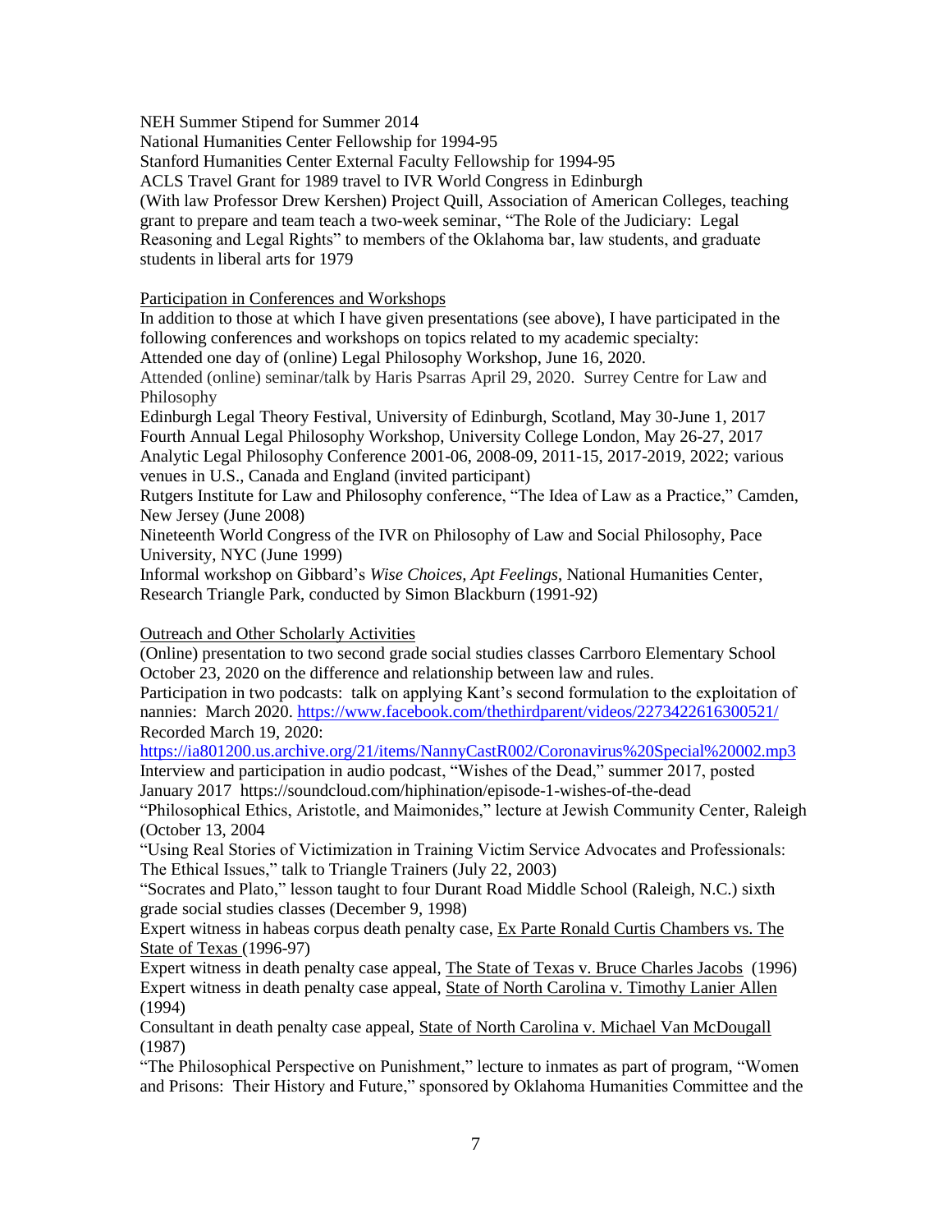NEH Summer Stipend for Summer 2014
National Humanities Center Fellowship for 1994-95
Stanford Humanities Center External Faculty Fellowship for 1994-95
ACLS Travel Grant for 1989 travel to IVR World Congress in Edinburgh
(With law Professor Drew Kershen) Project Quill, Association of American Colleges, teaching grant to prepare and team teach a two-week seminar, "The Role of the Judiciary: Legal Reasoning and Legal Rights" to members of the Oklahoma bar, law students, and graduate students in liberal arts for 1979

Participation in Conferences and Workshops

In addition to those at which I have given presentations (see above), I have participated in the following conferences and workshops on topics related to my academic specialty:
Attended one day of (online) Legal Philosophy Workshop, June 16, 2020.
Attended (online) seminar/talk by Haris Psarras April 29, 2020. Surrey Centre for Law and Philosophy
Edinburgh Legal Theory Festival, University of Edinburgh, Scotland, May 30-June 1, 2017
Fourth Annual Legal Philosophy Workshop, University College London, May 26-27, 2017
Analytic Legal Philosophy Conference 2001-06, 2008-09, 2011-15, 2017-2019, 2022; various venues in U.S., Canada and England (invited participant)
Rutgers Institute for Law and Philosophy conference, "The Idea of Law as a Practice," Camden, New Jersey (June 2008)
Nineteenth World Congress of the IVR on Philosophy of Law and Social Philosophy, Pace University, NYC (June 1999)
Informal workshop on Gibbard's *Wise Choices, Apt Feelings*, National Humanities Center, Research Triangle Park, conducted by Simon Blackburn (1991-92)

Outreach and Other Scholarly Activities

(Online) presentation to two second grade social studies classes Carrboro Elementary School October 23, 2020 on the difference and relationship between law and rules.
Participation in two podcasts: talk on applying Kant's second formulation to the exploitation of nannies: March 2020. https://www.facebook.com/thethirdparent/videos/2273422616300521/
Recorded March 19, 2020:
https://ia801200.us.archive.org/21/items/NannyCastR002/Coronavirus%20Special%20002.mp3
Interview and participation in audio podcast, "Wishes of the Dead," summer 2017, posted January 2017 https://soundcloud.com/hiphination/episode-1-wishes-of-the-dead
"Philosophical Ethics, Aristotle, and Maimonides," lecture at Jewish Community Center, Raleigh (October 13, 2004
"Using Real Stories of Victimization in Training Victim Service Advocates and Professionals: The Ethical Issues," talk to Triangle Trainers (July 22, 2003)
"Socrates and Plato," lesson taught to four Durant Road Middle School (Raleigh, N.C.) sixth grade social studies classes (December 9, 1998)
Expert witness in habeas corpus death penalty case, Ex Parte Ronald Curtis Chambers vs. The State of Texas (1996-97)
Expert witness in death penalty case appeal, The State of Texas v. Bruce Charles Jacobs (1996)
Expert witness in death penalty case appeal, State of North Carolina v. Timothy Lanier Allen (1994)
Consultant in death penalty case appeal, State of North Carolina v. Michael Van McDougall (1987)
"The Philosophical Perspective on Punishment," lecture to inmates as part of program, "Women and Prisons: Their History and Future," sponsored by Oklahoma Humanities Committee and the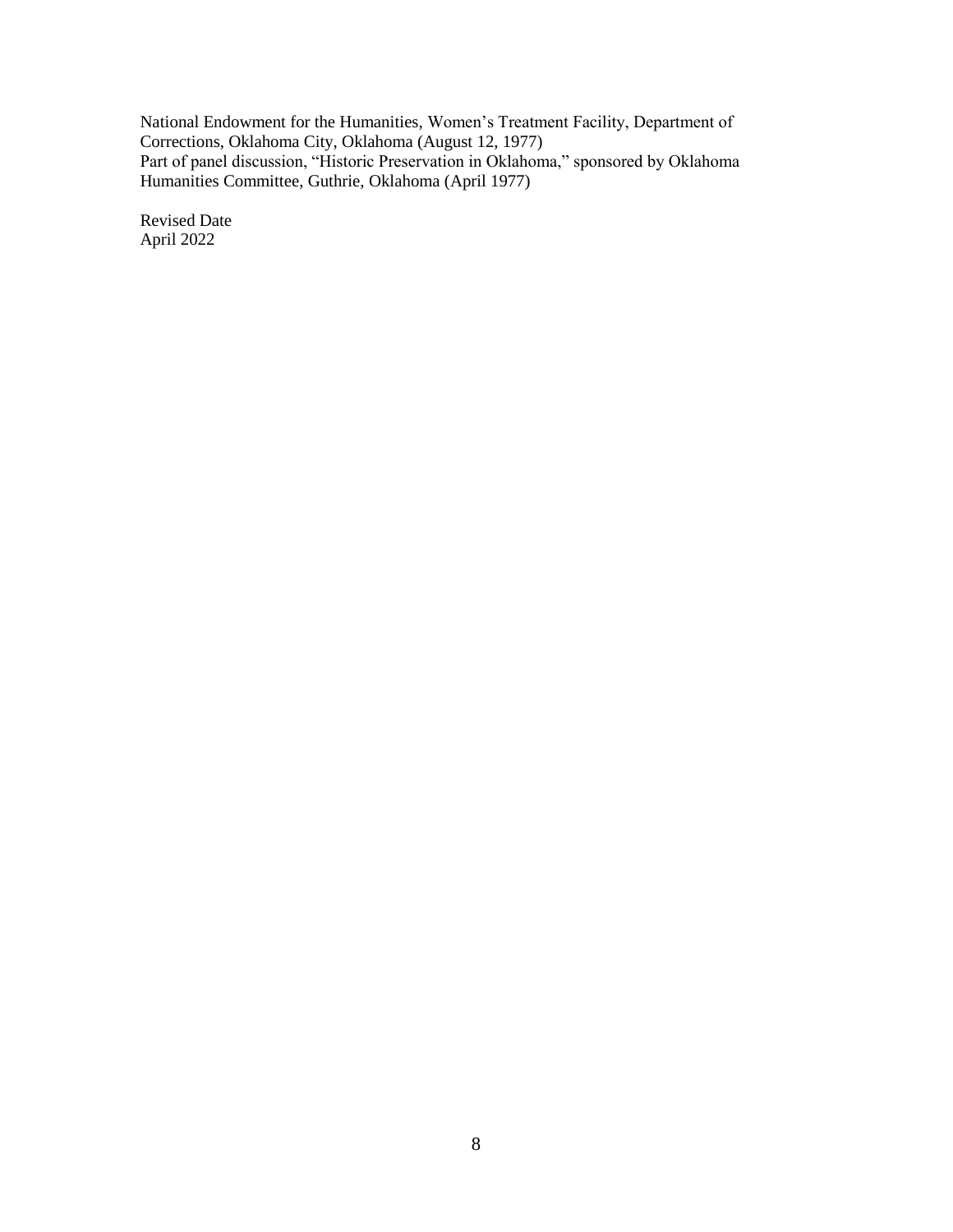National Endowment for the Humanities, Women's Treatment Facility, Department of Corrections, Oklahoma City, Oklahoma (August 12, 1977)

Part of panel discussion, "Historic Preservation in Oklahoma," sponsored by Oklahoma Humanities Committee, Guthrie, Oklahoma (April 1977)

Revised Date
April 2022